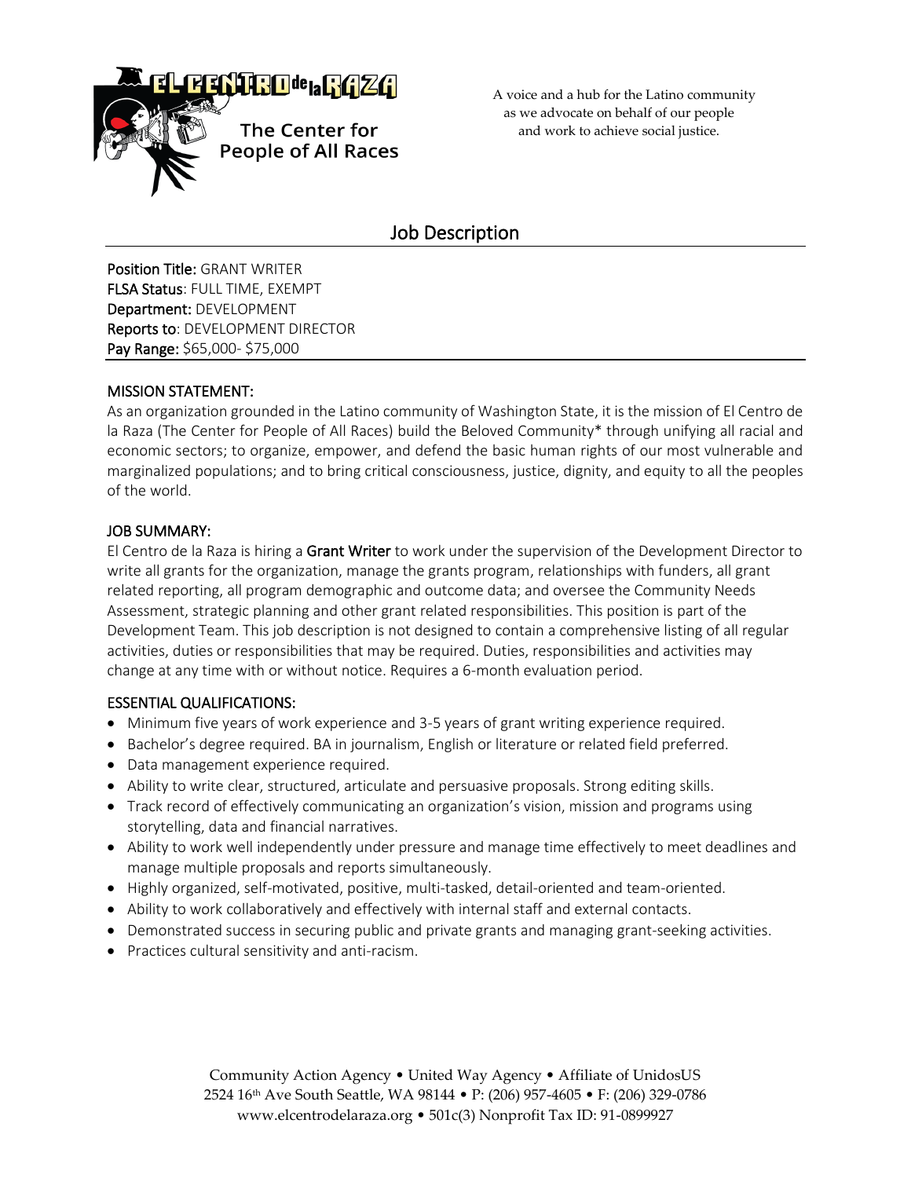**EL CENTRO de la RAZA**

**The Center for People of All Races**

A voice and a hub for the Latino community as we advocate on behalf of our people and work to achieve social justice.

## Job Description

**Position Title:** GRANT WRITER
**FLSA Status**: FULL TIME, EXEMPT
**Department:** DEVELOPMENT
**Reports to**: DEVELOPMENT DIRECTOR
**Pay Range:** $65,000- $75,000

### MISSION STATEMENT:

As an organization grounded in the Latino community of Washington State, it is the mission of El Centro de la Raza (The Center for People of All Races) build the Beloved Community* through unifying all racial and economic sectors; to organize, empower, and defend the basic human rights of our most vulnerable and marginalized populations; and to bring critical consciousness, justice, dignity, and equity to all the peoples of the world.

### JOB SUMMARY:

El Centro de la Raza is hiring a **Grant Writer** to work under the supervision of the Development Director to write all grants for the organization, manage the grants program, relationships with funders, all grant related reporting, all program demographic and outcome data; and oversee the Community Needs Assessment, strategic planning and other grant related responsibilities. This position is part of the Development Team. This job description is not designed to contain a comprehensive listing of all regular activities, duties or responsibilities that may be required. Duties, responsibilities and activities may change at any time with or without notice. Requires a 6-month evaluation period.

### ESSENTIAL QUALIFICATIONS:

- Minimum five years of work experience and 3-5 years of grant writing experience required.
- Bachelor's degree required. BA in journalism, English or literature or related field preferred.
- Data management experience required.
- Ability to write clear, structured, articulate and persuasive proposals. Strong editing skills.
- Track record of effectively communicating an organization's vision, mission and programs using storytelling, data and financial narratives.
- Ability to work well independently under pressure and manage time effectively to meet deadlines and manage multiple proposals and reports simultaneously.
- Highly organized, self-motivated, positive, multi-tasked, detail-oriented and team-oriented.
- Ability to work collaboratively and effectively with internal staff and external contacts.
- Demonstrated success in securing public and private grants and managing grant-seeking activities.
- Practices cultural sensitivity and anti-racism.

Community Action Agency • United Way Agency • Affiliate of UnidosUS
2524 16th Ave South Seattle, WA 98144 • P: (206) 957-4605 • F: (206) 329-0786
www.elcentrodelaraza.org • 501c(3) Nonprofit Tax ID: 91-0899927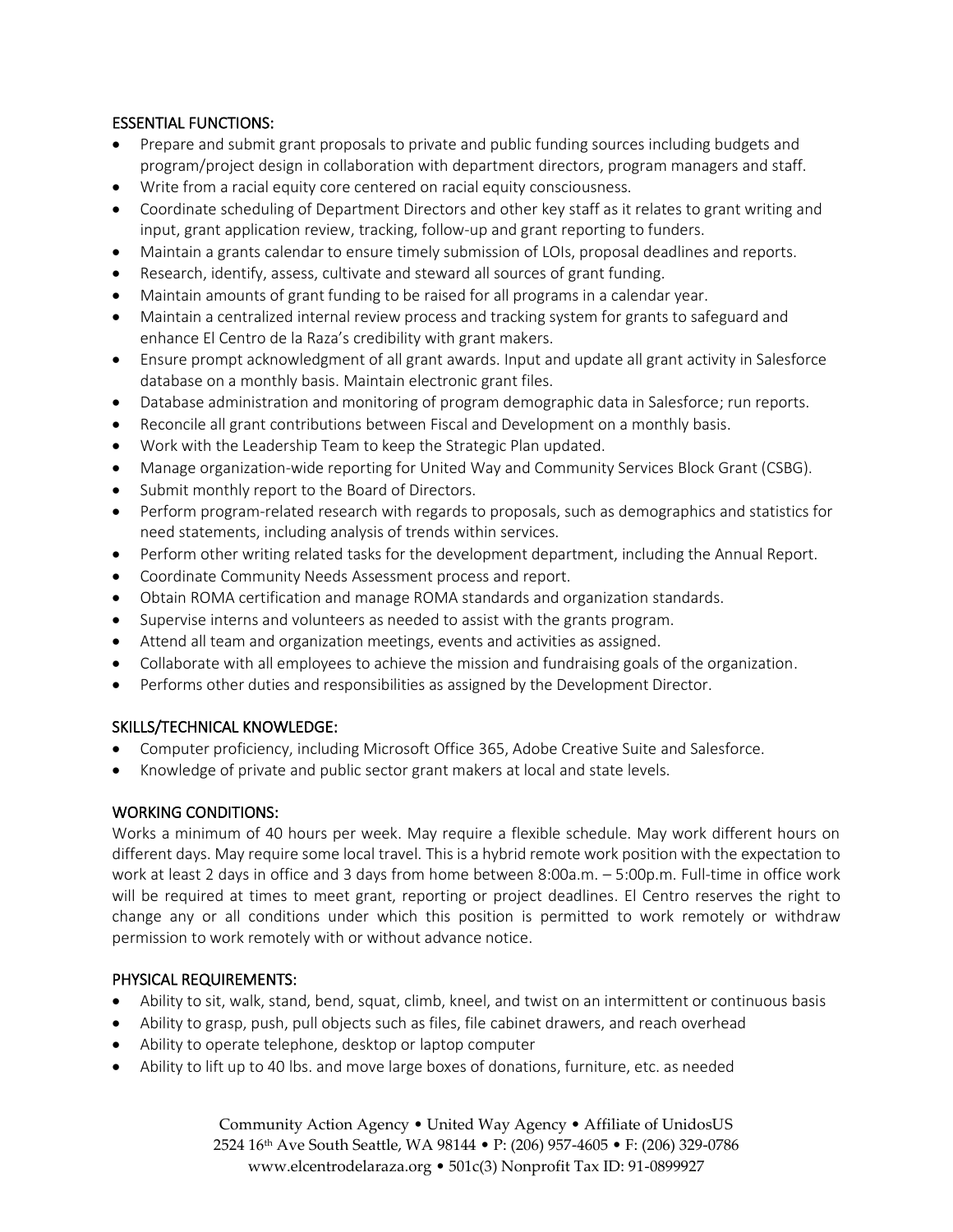## ESSENTIAL FUNCTIONS:

- Prepare and submit grant proposals to private and public funding sources including budgets and program/project design in collaboration with department directors, program managers and staff.
- Write from a racial equity core centered on racial equity consciousness.
- Coordinate scheduling of Department Directors and other key staff as it relates to grant writing and input, grant application review, tracking, follow-up and grant reporting to funders.
- Maintain a grants calendar to ensure timely submission of LOIs, proposal deadlines and reports.
- Research, identify, assess, cultivate and steward all sources of grant funding.
- Maintain amounts of grant funding to be raised for all programs in a calendar year.
- Maintain a centralized internal review process and tracking system for grants to safeguard and enhance El Centro de la Raza's credibility with grant makers.
- Ensure prompt acknowledgment of all grant awards. Input and update all grant activity in Salesforce database on a monthly basis. Maintain electronic grant files.
- Database administration and monitoring of program demographic data in Salesforce; run reports.
- Reconcile all grant contributions between Fiscal and Development on a monthly basis.
- Work with the Leadership Team to keep the Strategic Plan updated.
- Manage organization-wide reporting for United Way and Community Services Block Grant (CSBG).
- Submit monthly report to the Board of Directors.
- Perform program-related research with regards to proposals, such as demographics and statistics for need statements, including analysis of trends within services.
- Perform other writing related tasks for the development department, including the Annual Report.
- Coordinate Community Needs Assessment process and report.
- Obtain ROMA certification and manage ROMA standards and organization standards.
- Supervise interns and volunteers as needed to assist with the grants program.
- Attend all team and organization meetings, events and activities as assigned.
- Collaborate with all employees to achieve the mission and fundraising goals of the organization.
- Performs other duties and responsibilities as assigned by the Development Director.

## SKILLS/TECHNICAL KNOWLEDGE:

- Computer proficiency, including Microsoft Office 365, Adobe Creative Suite and Salesforce.
- Knowledge of private and public sector grant makers at local and state levels.

## WORKING CONDITIONS:

Works a minimum of 40 hours per week. May require a flexible schedule. May work different hours on different days. May require some local travel. This is a hybrid remote work position with the expectation to work at least 2 days in office and 3 days from home between 8:00a.m. – 5:00p.m. Full-time in office work will be required at times to meet grant, reporting or project deadlines. El Centro reserves the right to change any or all conditions under which this position is permitted to work remotely or withdraw permission to work remotely with or without advance notice.

## PHYSICAL REQUIREMENTS:

- Ability to sit, walk, stand, bend, squat, climb, kneel, and twist on an intermittent or continuous basis
- Ability to grasp, push, pull objects such as files, file cabinet drawers, and reach overhead
- Ability to operate telephone, desktop or laptop computer
- Ability to lift up to 40 lbs. and move large boxes of donations, furniture, etc. as needed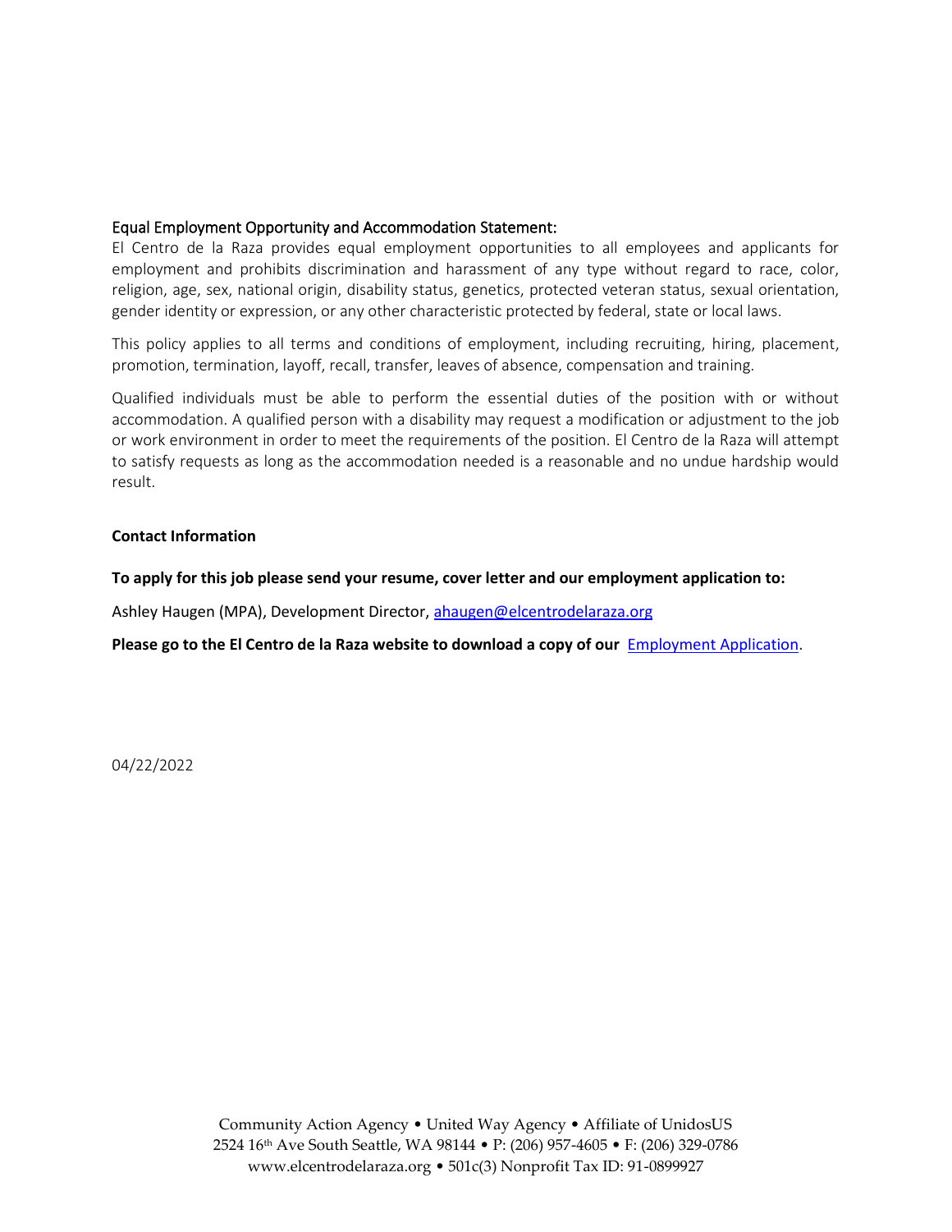Equal Employment Opportunity and Accommodation Statement:

El Centro de la Raza provides equal employment opportunities to all employees and applicants for employment and prohibits discrimination and harassment of any type without regard to race, color, religion, age, sex, national origin, disability status, genetics, protected veteran status, sexual orientation, gender identity or expression, or any other characteristic protected by federal, state or local laws.

This policy applies to all terms and conditions of employment, including recruiting, hiring, placement, promotion, termination, layoff, recall, transfer, leaves of absence, compensation and training.

Qualified individuals must be able to perform the essential duties of the position with or without accommodation. A qualified person with a disability may request a modification or adjustment to the job or work environment in order to meet the requirements of the position. El Centro de la Raza will attempt to satisfy requests as long as the accommodation needed is a reasonable and no undue hardship would result.

**Contact Information**

**To apply for this job please send your resume, cover letter and our employment application to:**

Ashley Haugen (MPA), Development Director, ahaugen@elcentrodelaraza.org

**Please go to the El Centro de la Raza website to download a copy of our** Employment Application.

04/22/2022

Community Action Agency • United Way Agency • Affiliate of UnidosUS
2524 16th Ave South Seattle, WA 98144 • P: (206) 957-4605 • F: (206) 329-0786
www.elcentrodelaraza.org • 501c(3) Nonprofit Tax ID: 91-0899927